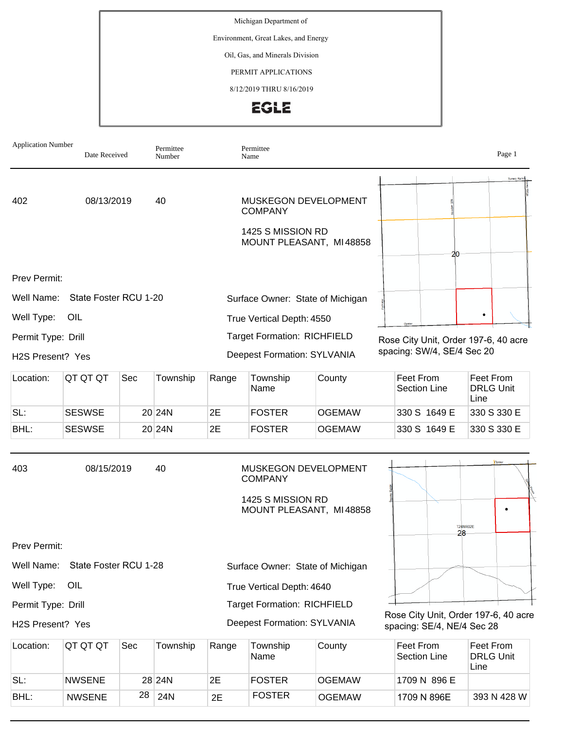Michigan Department of

Environment, Great Lakes, and Energy

Oil, Gas, and Minerals Division

PERMIT APPLICATIONS

8/12/2019 THRU 8/16/2019

EGLE

| Application Number | Date Received | Permittee Number | Permittee Name |
|---|---|---|---|

---

**402** | 08/13/2019 | 40 | MUSKEGON DEVELOPMENT COMPANY

1425 S MISSION RD
MOUNT PLEASANT, MI 48858

Prev Permit:

Well Name: State Foster RCU 1-20

Well Type: OIL

Permit Type: Drill

H2S Present? Yes

Surface Owner: State of Michigan

True Vertical Depth: 4550

Target Formation: RICHFIELD

Deepest Formation: SYLVANIA

Rose City Unit, Order 197-6, 40 acre spacing: SW/4, SE/4 Sec 20

| Location: | QT QT QT | Sec | Township | Range | Township Name | County | Feet From Section Line | Feet From DRLG Unit Line |
|---|---|---|---|---|---|---|---|---|
| SL: | SESWSE | 20 | 24N | 2E | FOSTER | OGEMAW | 330 S 1649 E | 330 S 330 E |
| BHL: | SESWSE | 20 | 24N | 2E | FOSTER | OGEMAW | 330 S 1649 E | 330 S 330 E |

---

**403** | 08/15/2019 | 40 | MUSKEGON DEVELOPMENT COMPANY

1425 S MISSION RD
MOUNT PLEASANT, MI 48858

Prev Permit:

Well Name: State Foster RCU 1-28

Well Type: OIL

Permit Type: Drill

H2S Present? Yes

Surface Owner: State of Michigan

True Vertical Depth: 4640

Target Formation: RICHFIELD

Deepest Formation: SYLVANIA

Rose City Unit, Order 197-6, 40 acre spacing: SE/4, NE/4 Sec 28

| Location: | QT QT QT | Sec | Township | Range | Township Name | County | Feet From Section Line | Feet From DRLG Unit Line |
|---|---|---|---|---|---|---|---|---|
| SL: | NWSENE | 28 | 24N | 2E | FOSTER | OGEMAW | 1709 N 896 E | |
| BHL: | NWSENE | 28 | 24N | 2E | FOSTER | OGEMAW | 1709 N 896E | 393 N 428 W |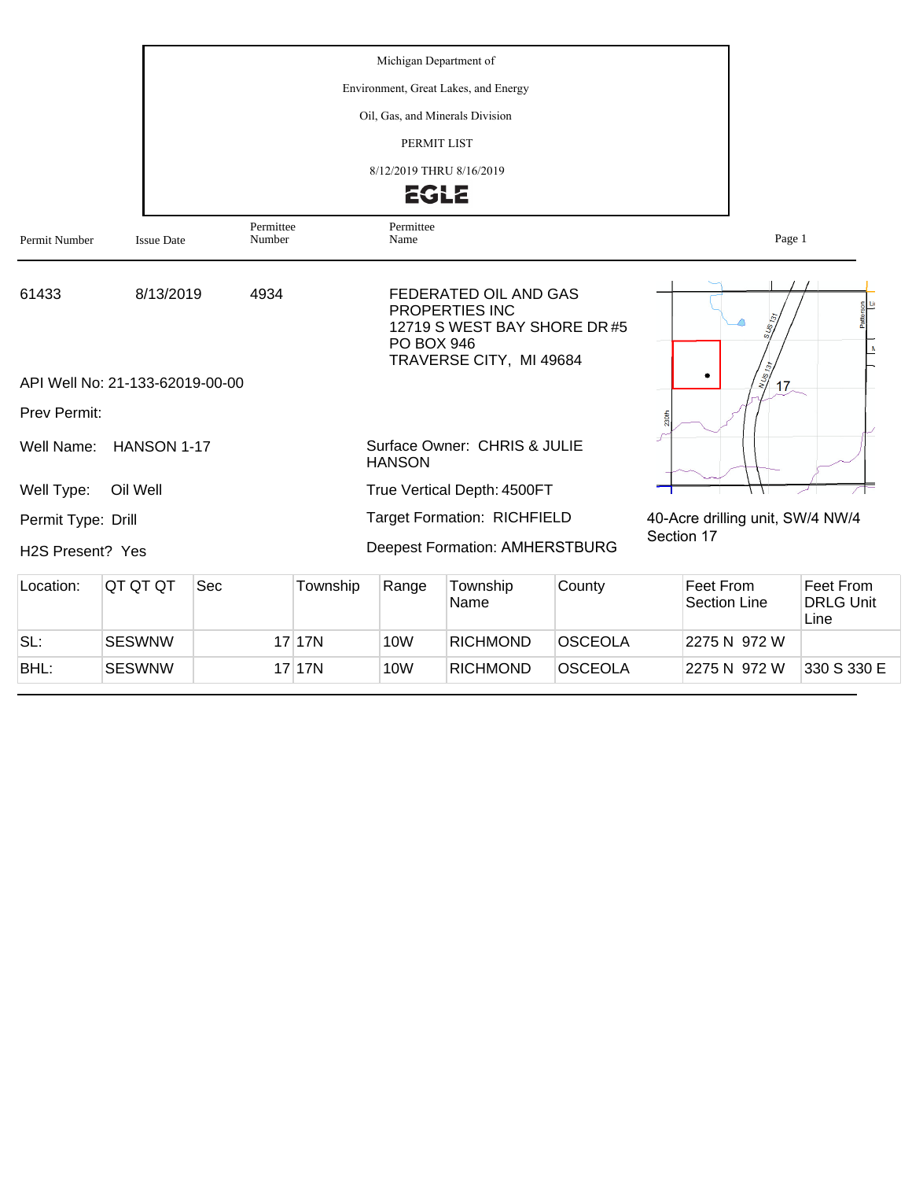Michigan Department of

Environment, Great Lakes, and Energy

Oil, Gas, and Minerals Division

PERMIT LIST

8/12/2019 THRU 8/16/2019

EGLE

| Permit Number | Issue Date | Permittee Number | Permittee Name |
|---|---|---|---|
| 61433 | 8/13/2019 | 4934 | FEDERATED OIL AND GAS PROPERTIES INC<br>12719 S WEST BAY SHORE DR #5<br>PO BOX 946<br>TRAVERSE CITY, MI 49684 |

API Well No: 21-133-62019-00-00

Prev Permit:

Well Name: HANSON 1-17

Surface Owner: CHRIS & JULIE HANSON

Well Type: Oil Well

True Vertical Depth: 4500FT

Permit Type: Drill

Target Formation: RICHFIELD

H2S Present? Yes

Deepest Formation: AMHERSTBURG

40-Acre drilling unit, SW/4 NW/4 Section 17

| Location: | QT QT QT | Sec | Township | Range | Township Name | County | Feet From Section Line | Feet From DRLG Unit Line |
|---|---|---|---|---|---|---|---|---|
| SL: | SESWNW | 17 | 17N | 10W | RICHMOND | OSCEOLA | 2275 N 972 W | |
| BHL: | SESWNW | 17 | 17N | 10W | RICHMOND | OSCEOLA | 2275 N 972 W | 330 S 330 E |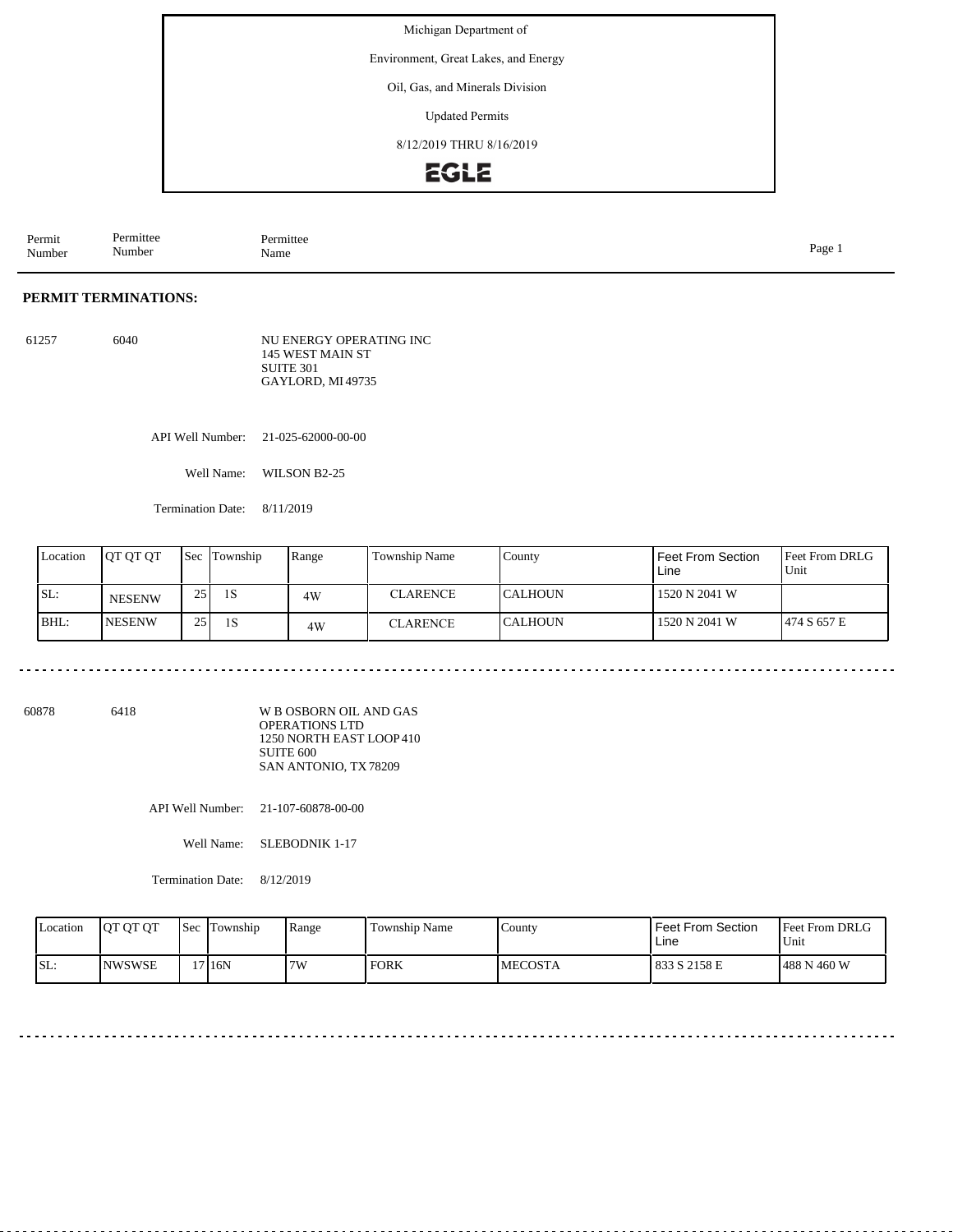Michigan Department of

Environment, Great Lakes, and Energy

Oil, Gas, and Minerals Division

Updated Permits

8/12/2019 THRU 8/16/2019

EGLE

| Permit Number | Permittee Number | Permittee Name |
|---|---|---|

## PERMIT TERMINATIONS:

61257 6040 NU ENERGY OPERATING INC
145 WEST MAIN ST
SUITE 301
GAYLORD, MI 49735

API Well Number: 21-025-62000-00-00

Well Name: WILSON B2-25

Termination Date: 8/11/2019

| Location | QT QT QT | Sec | Township | Range | Township Name | County | Feet From Section Line | Feet From DRLG Unit |
|---|---|---|---|---|---|---|---|---|
| SL: | NESENW | 25 | 1S | 4W | CLARENCE | CALHOUN | 1520 N 2041 W | |
| BHL: | NESENW | 25 | 1S | 4W | CLARENCE | CALHOUN | 1520 N 2041 W | 474 S 657 E |

---

60878 6418 W B OSBORN OIL AND GAS
OPERATIONS LTD
1250 NORTH EAST LOOP 410
SUITE 600
SAN ANTONIO, TX 78209

API Well Number: 21-107-60878-00-00

Well Name: SLEBODNIK 1-17

Termination Date: 8/12/2019

| Location | QT QT QT | Sec | Township | Range | Township Name | County | Feet From Section Line | Feet From DRLG Unit |
|---|---|---|---|---|---|---|---|---|
| SL: | NWSWSE | 17 | 16N | 7W | FORK | MECOSTA | 833 S 2158 E | 488 N 460 W |

---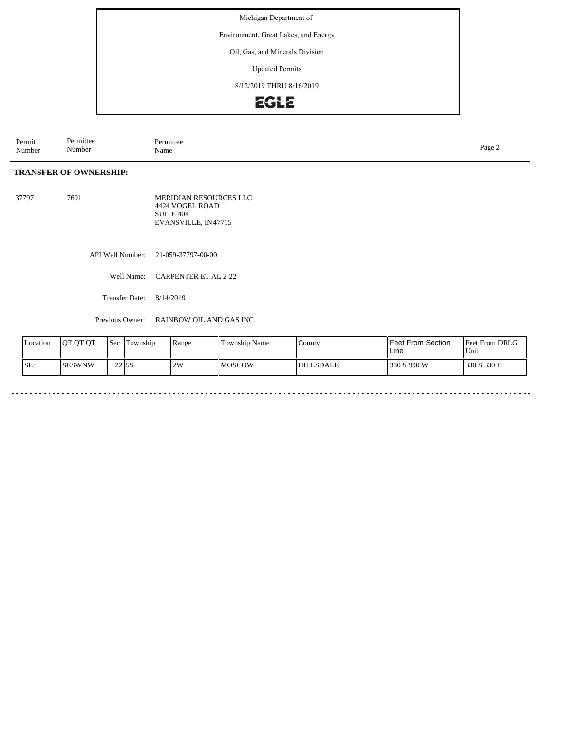Michigan Department of

Environment, Great Lakes, and Energy

Oil, Gas, and Minerals Division

Updated Permits

8/12/2019 THRU 8/16/2019

EGLE

| Permit Number | Permittee Number | Permittee Name |
|---|---|---|

## TRANSFER OF OWNERSHIP:

37797 7691 MERIDIAN RESOURCES LLC
4424 VOGEL ROAD
SUITE 404
EVANSVILLE, IN 47715

API Well Number: 21-059-37797-00-00

Well Name: CARPENTER ET AL 2-22

Transfer Date: 8/14/2019

Previous Owner: RAINBOW OIL AND GAS INC

| Location | QT QT QT | Sec | Township | Range | Township Name | County | Feet From Section Line | Feet From DRLG Unit |
|---|---|---|---|---|---|---|---|---|
| SL: | SESWNW | 22 | 5S | 2W | MOSCOW | HILLSDALE | 330 S 990 W | 330 S 330 E |